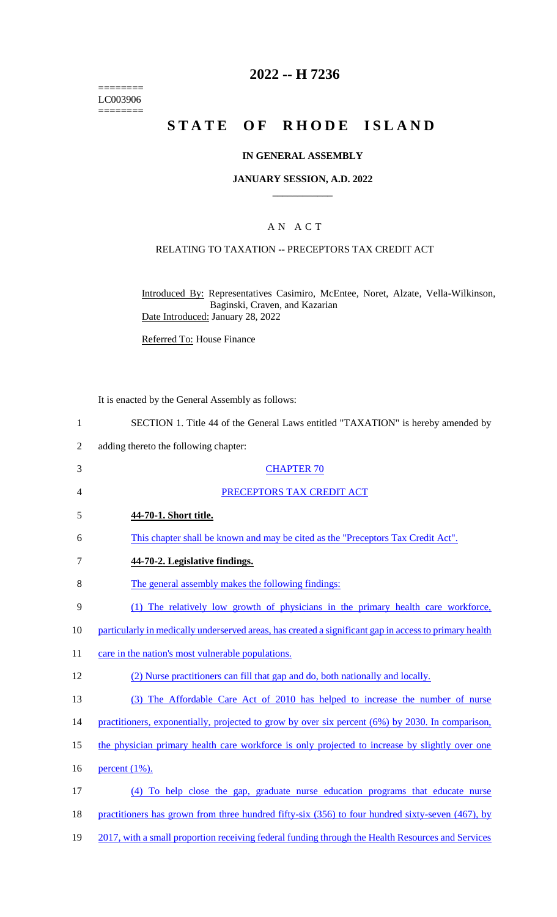======== 
LC003906 
========

# 2022 -- H 7236

# STATE OF RHODE ISLAND

## IN GENERAL ASSEMBLY

### JANUARY SESSION, A.D. 2022

## A N A C T

### RELATING TO TAXATION -- PRECEPTORS TAX CREDIT ACT

Introduced By: Representatives Casimiro, McEntee, Noret, Alzate, Vella-Wilkinson, Baginski, Craven, and Kazarian

Date Introduced: January 28, 2022

Referred To: House Finance

It is enacted by the General Assembly as follows:

1 SECTION 1. Title 44 of the General Laws entitled "TAXATION" is hereby amended by
2 adding thereto the following chapter:

3 CHAPTER 70

4 PRECEPTORS TAX CREDIT ACT

5 **44-70-1. Short title.**

6 This chapter shall be known and may be cited as the "Preceptors Tax Credit Act".

7 **44-70-2. Legislative findings.**

8 The general assembly makes the following findings:

9 (1) The relatively low growth of physicians in the primary health care workforce,
10 particularly in medically underserved areas, has created a significant gap in access to primary health
11 care in the nation's most vulnerable populations.

12 (2) Nurse practitioners can fill that gap and do, both nationally and locally.

13 (3) The Affordable Care Act of 2010 has helped to increase the number of nurse
14 practitioners, exponentially, projected to grow by over six percent (6%) by 2030. In comparison,
15 the physician primary health care workforce is only projected to increase by slightly over one
16 percent (1%).

17 (4) To help close the gap, graduate nurse education programs that educate nurse
18 practitioners has grown from three hundred fifty-six (356) to four hundred sixty-seven (467), by
19 2017, with a small proportion receiving federal funding through the Health Resources and Services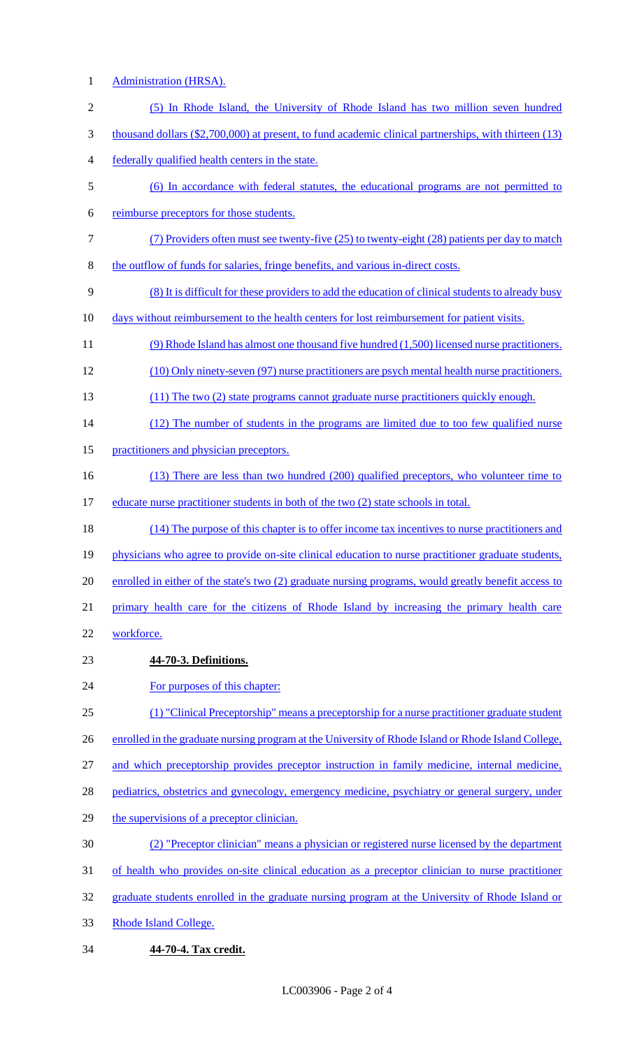Administration (HRSA).

(5) In Rhode Island, the University of Rhode Island has two million seven hundred thousand dollars ($2,700,000) at present, to fund academic clinical partnerships, with thirteen (13) federally qualified health centers in the state.

(6) In accordance with federal statutes, the educational programs are not permitted to reimburse preceptors for those students.

(7) Providers often must see twenty-five (25) to twenty-eight (28) patients per day to match the outflow of funds for salaries, fringe benefits, and various in-direct costs.

(8) It is difficult for these providers to add the education of clinical students to already busy days without reimbursement to the health centers for lost reimbursement for patient visits.

(9) Rhode Island has almost one thousand five hundred (1,500) licensed nurse practitioners.

(10) Only ninety-seven (97) nurse practitioners are psych mental health nurse practitioners.

(11) The two (2) state programs cannot graduate nurse practitioners quickly enough.

(12) The number of students in the programs are limited due to too few qualified nurse practitioners and physician preceptors.

(13) There are less than two hundred (200) qualified preceptors, who volunteer time to educate nurse practitioner students in both of the two (2) state schools in total.

(14) The purpose of this chapter is to offer income tax incentives to nurse practitioners and physicians who agree to provide on-site clinical education to nurse practitioner graduate students, enrolled in either of the state's two (2) graduate nursing programs, would greatly benefit access to primary health care for the citizens of Rhode Island by increasing the primary health care workforce.

**44-70-3. Definitions.**

For purposes of this chapter:

(1) "Clinical Preceptorship" means a preceptorship for a nurse practitioner graduate student enrolled in the graduate nursing program at the University of Rhode Island or Rhode Island College, and which preceptorship provides preceptor instruction in family medicine, internal medicine, pediatrics, obstetrics and gynecology, emergency medicine, psychiatry or general surgery, under the supervisions of a preceptor clinician.

(2) "Preceptor clinician" means a physician or registered nurse licensed by the department of health who provides on-site clinical education as a preceptor clinician to nurse practitioner graduate students enrolled in the graduate nursing program at the University of Rhode Island or Rhode Island College.

**44-70-4. Tax credit.**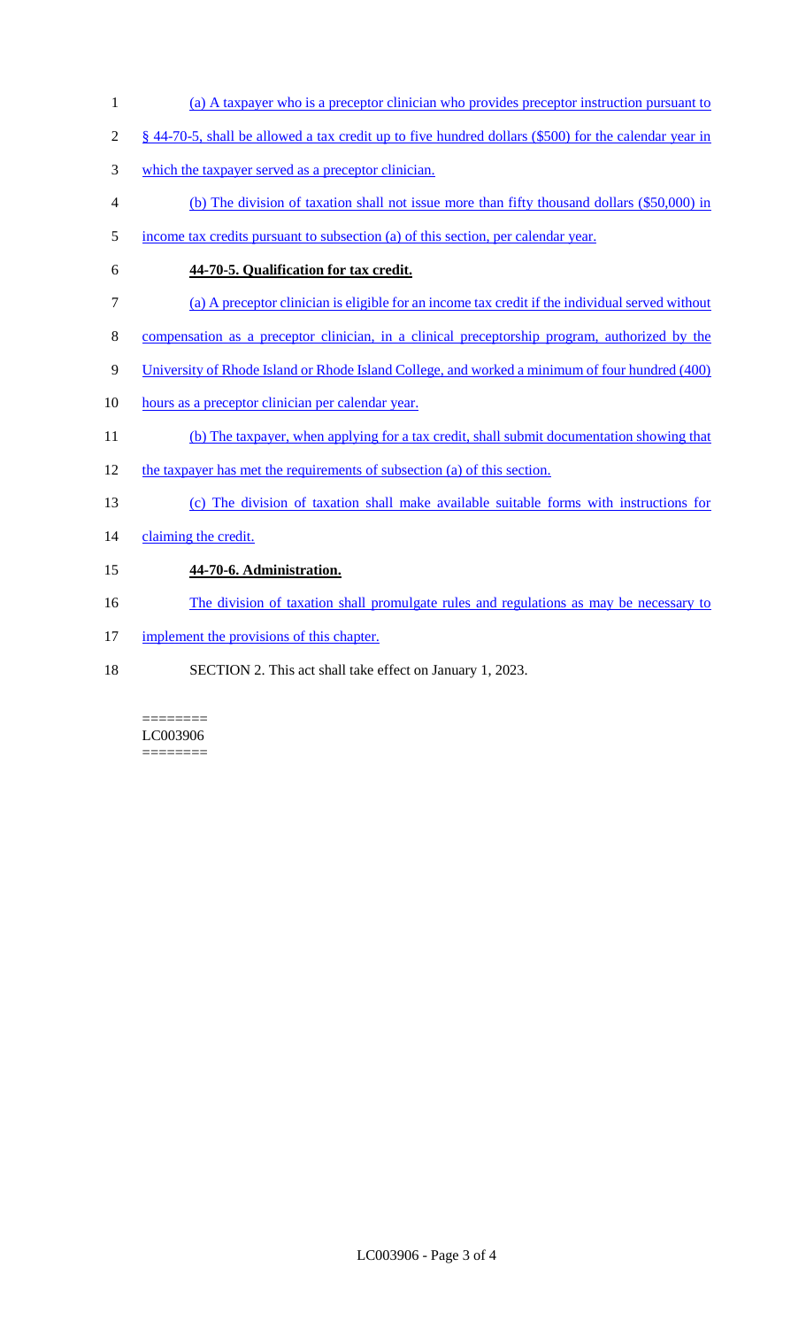(a) A taxpayer who is a preceptor clinician who provides preceptor instruction pursuant to § 44-70-5, shall be allowed a tax credit up to five hundred dollars ($500) for the calendar year in which the taxpayer served as a preceptor clinician.

(b) The division of taxation shall not issue more than fifty thousand dollars ($50,000) in income tax credits pursuant to subsection (a) of this section, per calendar year.

**44-70-5. Qualification for tax credit.**

(a) A preceptor clinician is eligible for an income tax credit if the individual served without compensation as a preceptor clinician, in a clinical preceptorship program, authorized by the University of Rhode Island or Rhode Island College, and worked a minimum of four hundred (400) hours as a preceptor clinician per calendar year.

(b) The taxpayer, when applying for a tax credit, shall submit documentation showing that the taxpayer has met the requirements of subsection (a) of this section.

(c) The division of taxation shall make available suitable forms with instructions for claiming the credit.

**44-70-6. Administration.**

The division of taxation shall promulgate rules and regulations as may be necessary to implement the provisions of this chapter.

SECTION 2. This act shall take effect on January 1, 2023.

========
LC003906
========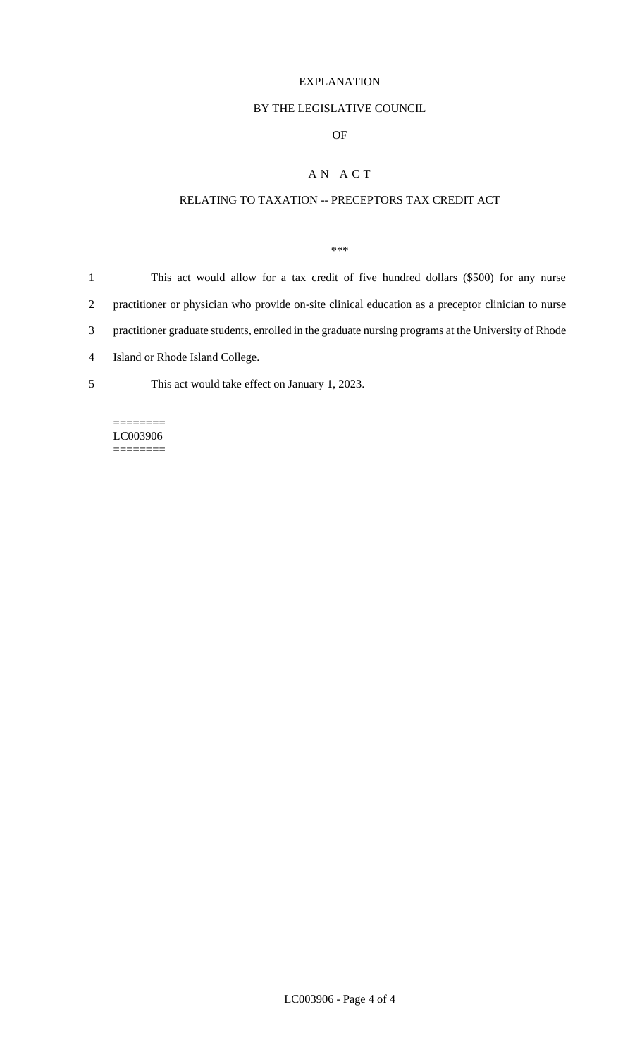EXPLANATION

BY THE LEGISLATIVE COUNCIL

OF

A N A C T

RELATING TO TAXATION -- PRECEPTORS TAX CREDIT ACT

\*\*\*

This act would allow for a tax credit of five hundred dollars ($500) for any nurse practitioner or physician who provide on-site clinical education as a preceptor clinician to nurse practitioner graduate students, enrolled in the graduate nursing programs at the University of Rhode Island or Rhode Island College.

This act would take effect on January 1, 2023.

========
LC003906
========